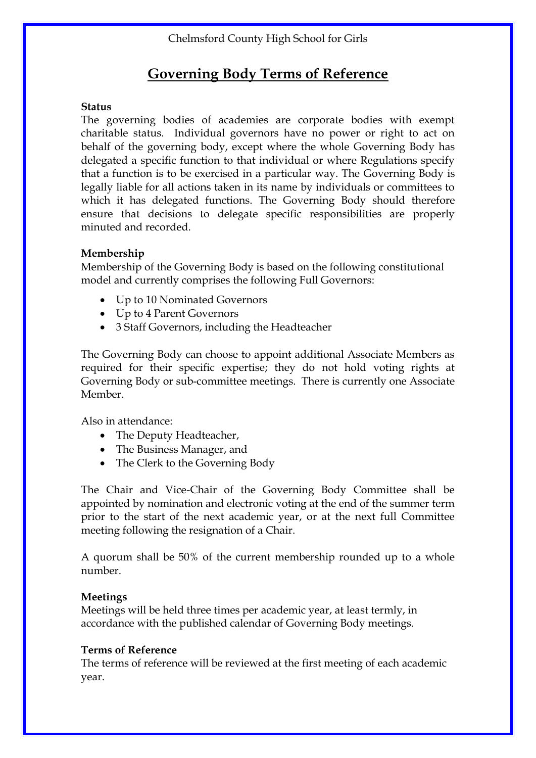Chelmsford County High School for Girls

# Governing Body Terms of Reference

**Status**

The governing bodies of academies are corporate bodies with exempt charitable status. Individual governors have no power or right to act on behalf of the governing body, except where the whole Governing Body has delegated a specific function to that individual or where Regulations specify that a function is to be exercised in a particular way. The Governing Body is legally liable for all actions taken in its name by individuals or committees to which it has delegated functions. The Governing Body should therefore ensure that decisions to delegate specific responsibilities are properly minuted and recorded.

**Membership**

Membership of the Governing Body is based on the following constitutional model and currently comprises the following Full Governors:

- Up to 10 Nominated Governors
- Up to 4 Parent Governors
- 3 Staff Governors, including the Headteacher

The Governing Body can choose to appoint additional Associate Members as required for their specific expertise; they do not hold voting rights at Governing Body or sub-committee meetings. There is currently one Associate Member.

Also in attendance:

- The Deputy Headteacher,
- The Business Manager, and
- The Clerk to the Governing Body

The Chair and Vice-Chair of the Governing Body Committee shall be appointed by nomination and electronic voting at the end of the summer term prior to the start of the next academic year, or at the next full Committee meeting following the resignation of a Chair.

A quorum shall be 50% of the current membership rounded up to a whole number.

**Meetings**

Meetings will be held three times per academic year, at least termly, in accordance with the published calendar of Governing Body meetings.

**Terms of Reference**

The terms of reference will be reviewed at the first meeting of each academic year.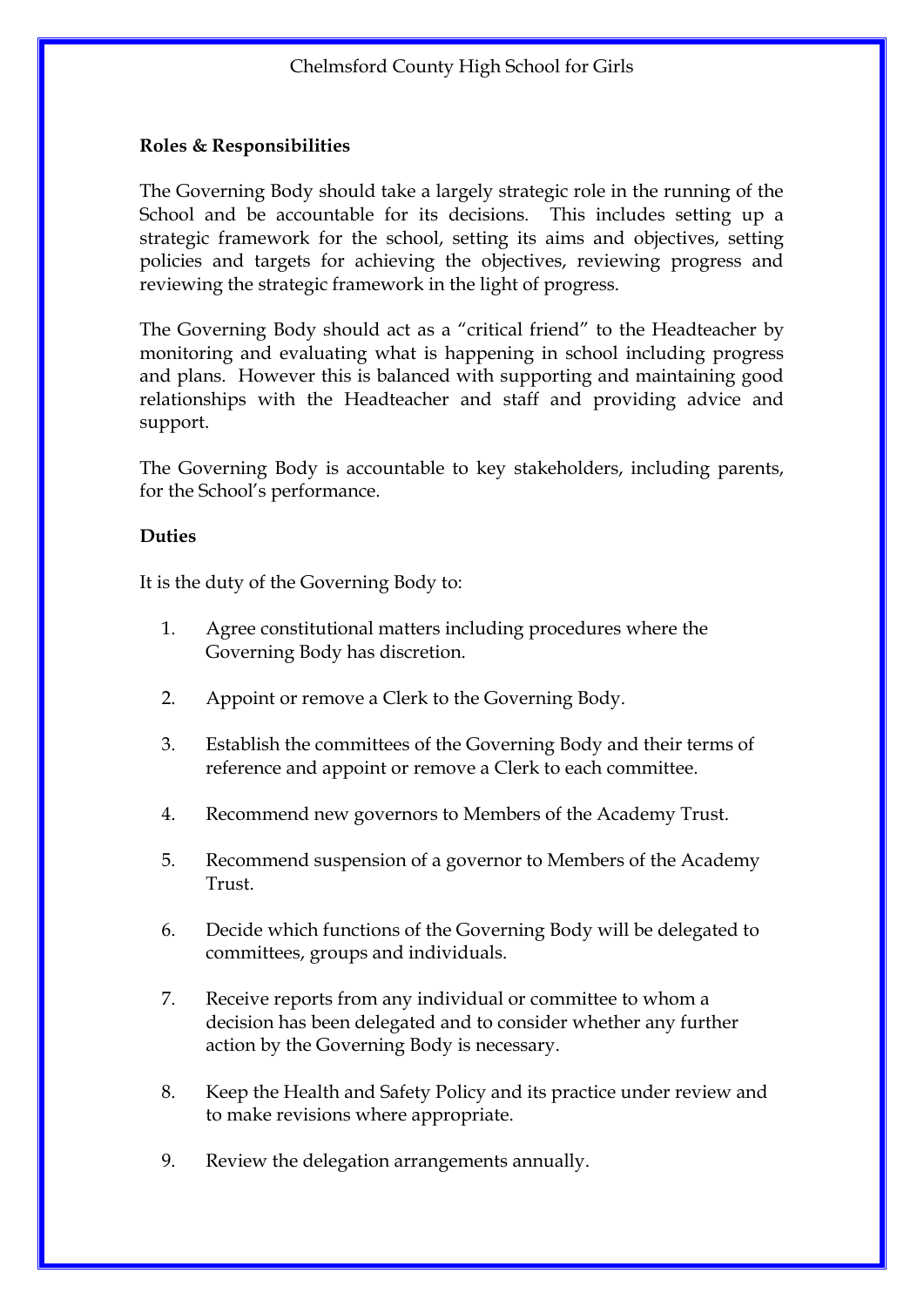**Roles & Responsibilities**

The Governing Body should take a largely strategic role in the running of the School and be accountable for its decisions. This includes setting up a strategic framework for the school, setting its aims and objectives, setting policies and targets for achieving the objectives, reviewing progress and reviewing the strategic framework in the light of progress.

The Governing Body should act as a "critical friend" to the Headteacher by monitoring and evaluating what is happening in school including progress and plans. However this is balanced with supporting and maintaining good relationships with the Headteacher and staff and providing advice and support.

The Governing Body is accountable to key stakeholders, including parents, for the School's performance.

**Duties**

It is the duty of the Governing Body to:

1. Agree constitutional matters including procedures where the Governing Body has discretion.

2. Appoint or remove a Clerk to the Governing Body.

3. Establish the committees of the Governing Body and their terms of reference and appoint or remove a Clerk to each committee.

4. Recommend new governors to Members of the Academy Trust.

5. Recommend suspension of a governor to Members of the Academy Trust.

6. Decide which functions of the Governing Body will be delegated to committees, groups and individuals.

7. Receive reports from any individual or committee to whom a decision has been delegated and to consider whether any further action by the Governing Body is necessary.

8. Keep the Health and Safety Policy and its practice under review and to make revisions where appropriate.

9. Review the delegation arrangements annually.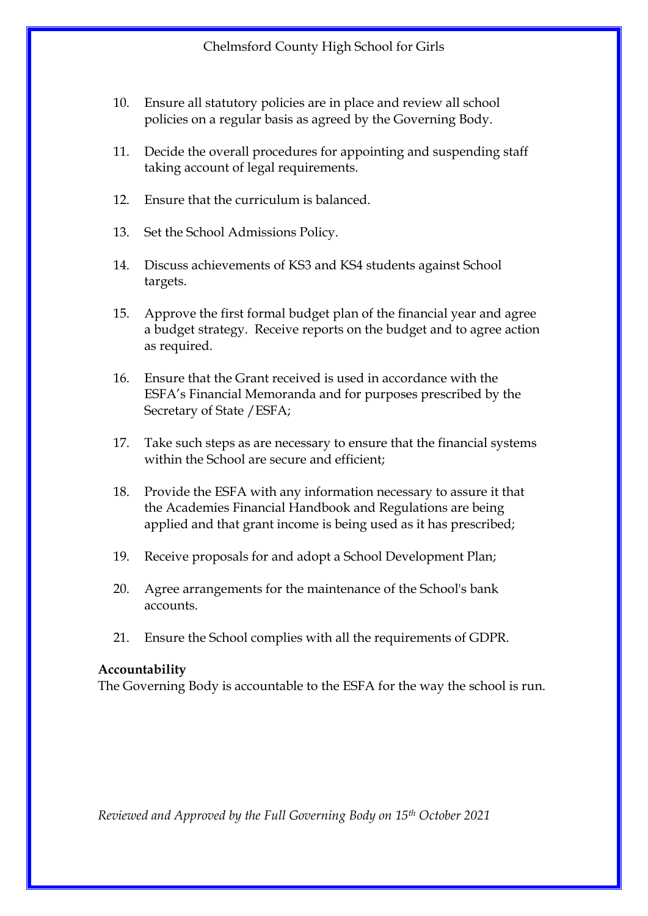10. Ensure all statutory policies are in place and review all school policies on a regular basis as agreed by the Governing Body.
11. Decide the overall procedures for appointing and suspending staff taking account of legal requirements.
12. Ensure that the curriculum is balanced.
13. Set the School Admissions Policy.
14. Discuss achievements of KS3 and KS4 students against School targets.
15. Approve the first formal budget plan of the financial year and agree a budget strategy. Receive reports on the budget and to agree action as required.
16. Ensure that the Grant received is used in accordance with the ESFA's Financial Memoranda and for purposes prescribed by the Secretary of State /ESFA;
17. Take such steps as are necessary to ensure that the financial systems within the School are secure and efficient;
18. Provide the ESFA with any information necessary to assure it that the Academies Financial Handbook and Regulations are being applied and that grant income is being used as it has prescribed;
19. Receive proposals for and adopt a School Development Plan;
20. Agree arrangements for the maintenance of the School's bank accounts.
21. Ensure the School complies with all the requirements of GDPR.

**Accountability**
The Governing Body is accountable to the ESFA for the way the school is run.

*Reviewed and Approved by the Full Governing Body on 15th October 2021*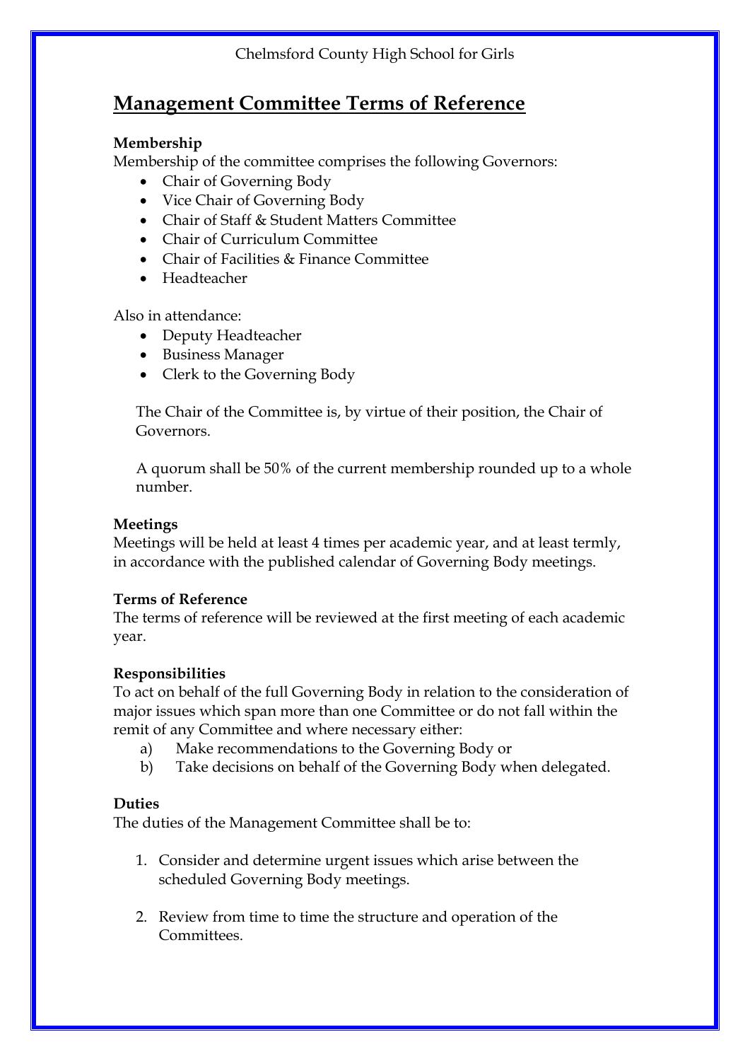# Management Committee Terms of Reference

**Membership**
Membership of the committee comprises the following Governors:

- Chair of Governing Body
- Vice Chair of Governing Body
- Chair of Staff & Student Matters Committee
- Chair of Curriculum Committee
- Chair of Facilities & Finance Committee
- Headteacher

Also in attendance:

- Deputy Headteacher
- Business Manager
- Clerk to the Governing Body

The Chair of the Committee is, by virtue of their position, the Chair of Governors.

A quorum shall be 50% of the current membership rounded up to a whole number.

**Meetings**
Meetings will be held at least 4 times per academic year, and at least termly, in accordance with the published calendar of Governing Body meetings.

**Terms of Reference**
The terms of reference will be reviewed at the first meeting of each academic year.

**Responsibilities**
To act on behalf of the full Governing Body in relation to the consideration of major issues which span more than one Committee or do not fall within the remit of any Committee and where necessary either:

a) Make recommendations to the Governing Body or
b) Take decisions on behalf of the Governing Body when delegated.

**Duties**
The duties of the Management Committee shall be to:

1. Consider and determine urgent issues which arise between the scheduled Governing Body meetings.

2. Review from time to time the structure and operation of the Committees.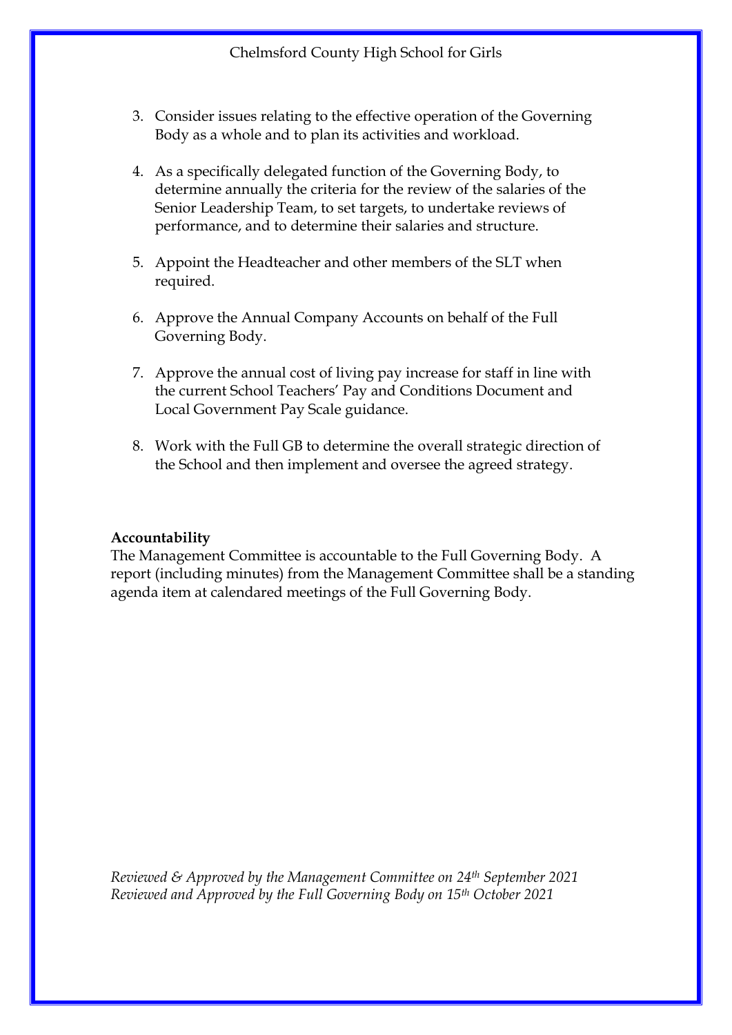3. Consider issues relating to the effective operation of the Governing Body as a whole and to plan its activities and workload.

4. As a specifically delegated function of the Governing Body, to determine annually the criteria for the review of the salaries of the Senior Leadership Team, to set targets, to undertake reviews of performance, and to determine their salaries and structure.

5. Appoint the Headteacher and other members of the SLT when required.

6. Approve the Annual Company Accounts on behalf of the Full Governing Body.

7. Approve the annual cost of living pay increase for staff in line with the current School Teachers' Pay and Conditions Document and Local Government Pay Scale guidance.

8. Work with the Full GB to determine the overall strategic direction of the School and then implement and oversee the agreed strategy.

**Accountability**

The Management Committee is accountable to the Full Governing Body. A report (including minutes) from the Management Committee shall be a standing agenda item at calendared meetings of the Full Governing Body.

*Reviewed & Approved by the Management Committee on 24th September 2021*
*Reviewed and Approved by the Full Governing Body on 15th October 2021*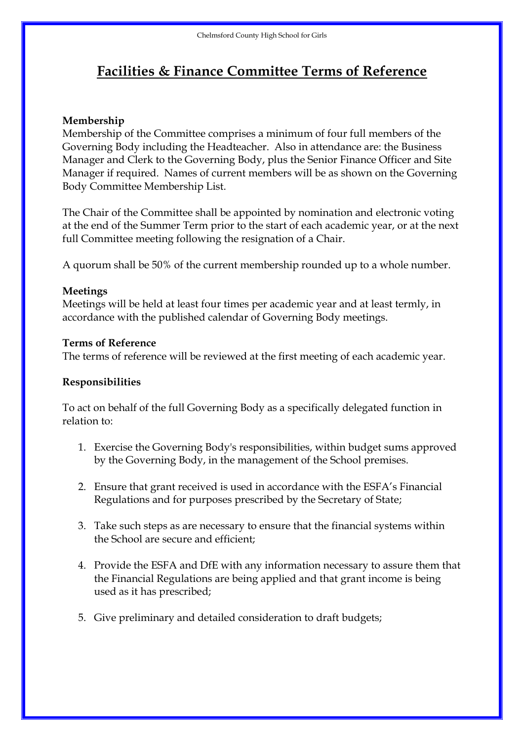# Facilities & Finance Committee Terms of Reference

**Membership**

Membership of the Committee comprises a minimum of four full members of the Governing Body including the Headteacher. Also in attendance are: the Business Manager and Clerk to the Governing Body, plus the Senior Finance Officer and Site Manager if required. Names of current members will be as shown on the Governing Body Committee Membership List.

The Chair of the Committee shall be appointed by nomination and electronic voting at the end of the Summer Term prior to the start of each academic year, or at the next full Committee meeting following the resignation of a Chair.

A quorum shall be 50% of the current membership rounded up to a whole number.

**Meetings**

Meetings will be held at least four times per academic year and at least termly, in accordance with the published calendar of Governing Body meetings.

**Terms of Reference**

The terms of reference will be reviewed at the first meeting of each academic year.

**Responsibilities**

To act on behalf of the full Governing Body as a specifically delegated function in relation to:

1. Exercise the Governing Body's responsibilities, within budget sums approved by the Governing Body, in the management of the School premises.
2. Ensure that grant received is used in accordance with the ESFA's Financial Regulations and for purposes prescribed by the Secretary of State;
3. Take such steps as are necessary to ensure that the financial systems within the School are secure and efficient;
4. Provide the ESFA and DfE with any information necessary to assure them that the Financial Regulations are being applied and that grant income is being used as it has prescribed;
5. Give preliminary and detailed consideration to draft budgets;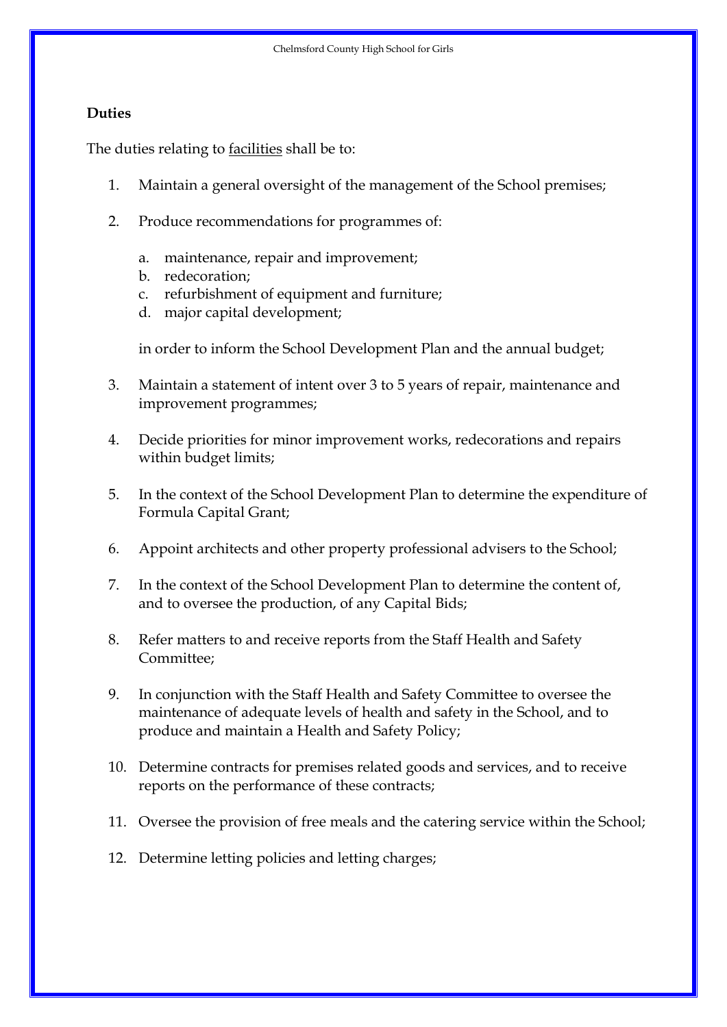**Duties**

The duties relating to <u>facilities</u> shall be to:

1. Maintain a general oversight of the management of the School premises;

2. Produce recommendations for programmes of:

   a. maintenance, repair and improvement;
   b. redecoration;
   c. refurbishment of equipment and furniture;
   d. major capital development;

   in order to inform the School Development Plan and the annual budget;

3. Maintain a statement of intent over 3 to 5 years of repair, maintenance and improvement programmes;

4. Decide priorities for minor improvement works, redecorations and repairs within budget limits;

5. In the context of the School Development Plan to determine the expenditure of Formula Capital Grant;

6. Appoint architects and other property professional advisers to the School;

7. In the context of the School Development Plan to determine the content of, and to oversee the production, of any Capital Bids;

8. Refer matters to and receive reports from the Staff Health and Safety Committee;

9. In conjunction with the Staff Health and Safety Committee to oversee the maintenance of adequate levels of health and safety in the School, and to produce and maintain a Health and Safety Policy;

10. Determine contracts for premises related goods and services, and to receive reports on the performance of these contracts;

11. Oversee the provision of free meals and the catering service within the School;

12. Determine letting policies and letting charges;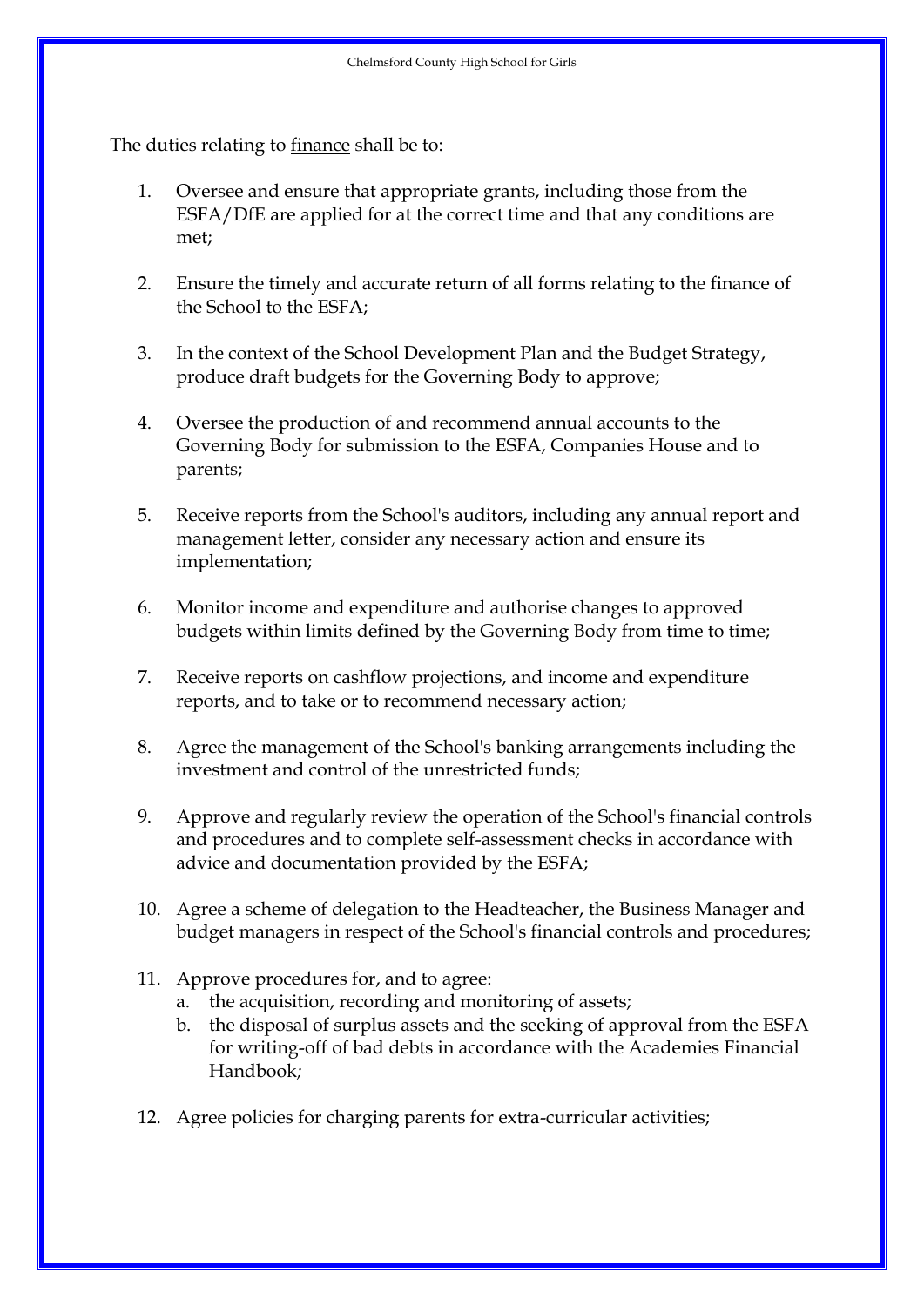The duties relating to <u>finance</u> shall be to:

1. Oversee and ensure that appropriate grants, including those from the ESFA/DfE are applied for at the correct time and that any conditions are met;

2. Ensure the timely and accurate return of all forms relating to the finance of the School to the ESFA;

3. In the context of the School Development Plan and the Budget Strategy, produce draft budgets for the Governing Body to approve;

4. Oversee the production of and recommend annual accounts to the Governing Body for submission to the ESFA, Companies House and to parents;

5. Receive reports from the School's auditors, including any annual report and management letter, consider any necessary action and ensure its implementation;

6. Monitor income and expenditure and authorise changes to approved budgets within limits defined by the Governing Body from time to time;

7. Receive reports on cashflow projections, and income and expenditure reports, and to take or to recommend necessary action;

8. Agree the management of the School's banking arrangements including the investment and control of the unrestricted funds;

9. Approve and regularly review the operation of the School's financial controls and procedures and to complete self-assessment checks in accordance with advice and documentation provided by the ESFA;

10. Agree a scheme of delegation to the Headteacher, the Business Manager and budget managers in respect of the School's financial controls and procedures;

11. Approve procedures for, and to agree:
    a. the acquisition, recording and monitoring of assets;
    b. the disposal of surplus assets and the seeking of approval from the ESFA for writing-off of bad debts in accordance with the Academies Financial Handbook*;*

12. Agree policies for charging parents for extra-curricular activities;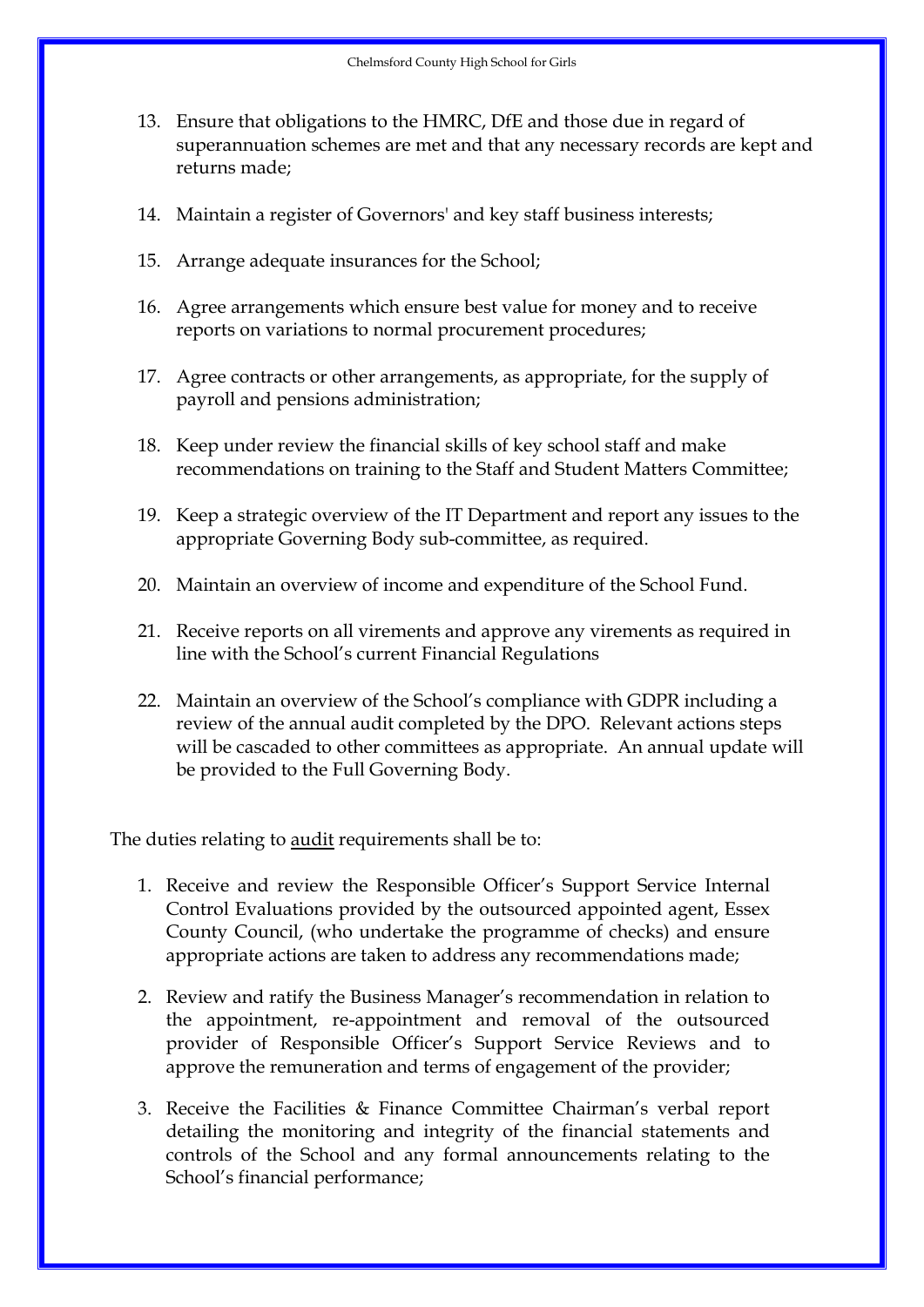13. Ensure that obligations to the HMRC, DfE and those due in regard of superannuation schemes are met and that any necessary records are kept and returns made;

14. Maintain a register of Governors' and key staff business interests;

15. Arrange adequate insurances for the School;

16. Agree arrangements which ensure best value for money and to receive reports on variations to normal procurement procedures;

17. Agree contracts or other arrangements, as appropriate, for the supply of payroll and pensions administration;

18. Keep under review the financial skills of key school staff and make recommendations on training to the Staff and Student Matters Committee;

19. Keep a strategic overview of the IT Department and report any issues to the appropriate Governing Body sub-committee, as required.

20. Maintain an overview of income and expenditure of the School Fund.

21. Receive reports on all virements and approve any virements as required in line with the School's current Financial Regulations

22. Maintain an overview of the School's compliance with GDPR including a review of the annual audit completed by the DPO. Relevant actions steps will be cascaded to other committees as appropriate. An annual update will be provided to the Full Governing Body.

The duties relating to <u>audit</u> requirements shall be to:

1. Receive and review the Responsible Officer's Support Service Internal Control Evaluations provided by the outsourced appointed agent, Essex County Council, (who undertake the programme of checks) and ensure appropriate actions are taken to address any recommendations made;

2. Review and ratify the Business Manager's recommendation in relation to the appointment, re-appointment and removal of the outsourced provider of Responsible Officer's Support Service Reviews and to approve the remuneration and terms of engagement of the provider;

3. Receive the Facilities & Finance Committee Chairman's verbal report detailing the monitoring and integrity of the financial statements and controls of the School and any formal announcements relating to the School's financial performance;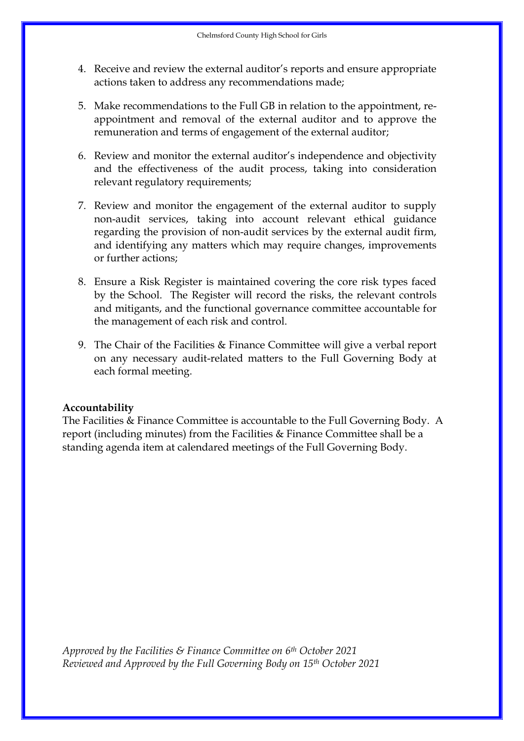4. Receive and review the external auditor's reports and ensure appropriate actions taken to address any recommendations made;

5. Make recommendations to the Full GB in relation to the appointment, re-appointment and removal of the external auditor and to approve the remuneration and terms of engagement of the external auditor;

6. Review and monitor the external auditor's independence and objectivity and the effectiveness of the audit process, taking into consideration relevant regulatory requirements;

7. Review and monitor the engagement of the external auditor to supply non-audit services, taking into account relevant ethical guidance regarding the provision of non-audit services by the external audit firm, and identifying any matters which may require changes, improvements or further actions;

8. Ensure a Risk Register is maintained covering the core risk types faced by the School. The Register will record the risks, the relevant controls and mitigants, and the functional governance committee accountable for the management of each risk and control.

9. The Chair of the Facilities & Finance Committee will give a verbal report on any necessary audit-related matters to the Full Governing Body at each formal meeting.

**Accountability**

The Facilities & Finance Committee is accountable to the Full Governing Body. A report (including minutes) from the Facilities & Finance Committee shall be a standing agenda item at calendared meetings of the Full Governing Body.

*Approved by the Facilities & Finance Committee on 6th October 2021*
*Reviewed and Approved by the Full Governing Body on 15th October 2021*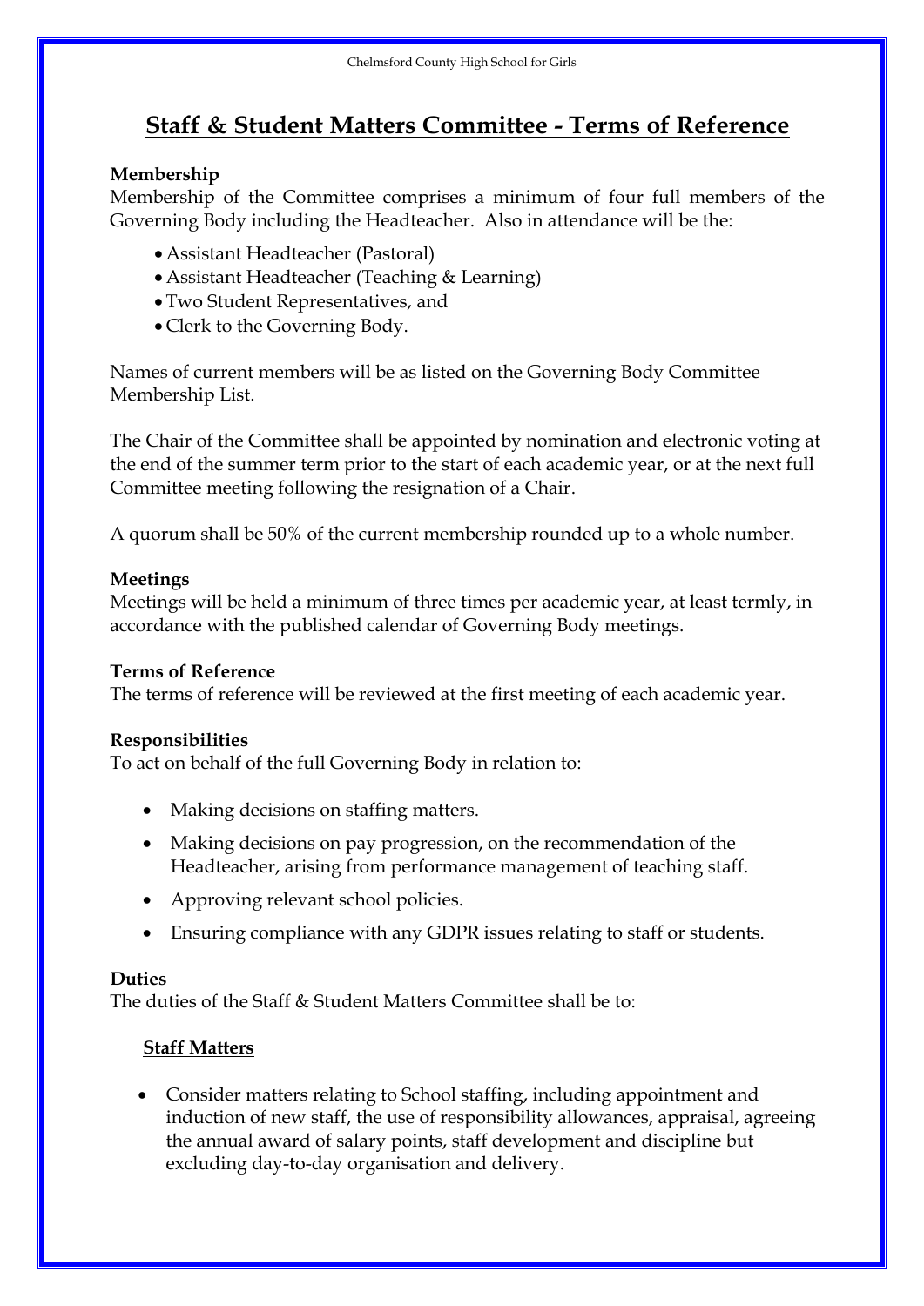# Staff & Student Matters Committee - Terms of Reference

**Membership**
Membership of the Committee comprises a minimum of four full members of the Governing Body including the Headteacher. Also in attendance will be the:

- Assistant Headteacher (Pastoral)
- Assistant Headteacher (Teaching & Learning)
- Two Student Representatives, and
- Clerk to the Governing Body.

Names of current members will be as listed on the Governing Body Committee Membership List.

The Chair of the Committee shall be appointed by nomination and electronic voting at the end of the summer term prior to the start of each academic year, or at the next full Committee meeting following the resignation of a Chair.

A quorum shall be 50% of the current membership rounded up to a whole number.

**Meetings**
Meetings will be held a minimum of three times per academic year, at least termly, in accordance with the published calendar of Governing Body meetings.

**Terms of Reference**
The terms of reference will be reviewed at the first meeting of each academic year.

**Responsibilities**
To act on behalf of the full Governing Body in relation to:

- Making decisions on staffing matters.
- Making decisions on pay progression, on the recommendation of the Headteacher, arising from performance management of teaching staff.
- Approving relevant school policies.
- Ensuring compliance with any GDPR issues relating to staff or students.

**Duties**
The duties of the Staff & Student Matters Committee shall be to:

**Staff Matters**

- Consider matters relating to School staffing, including appointment and induction of new staff, the use of responsibility allowances, appraisal, agreeing the annual award of salary points, staff development and discipline but excluding day-to-day organisation and delivery.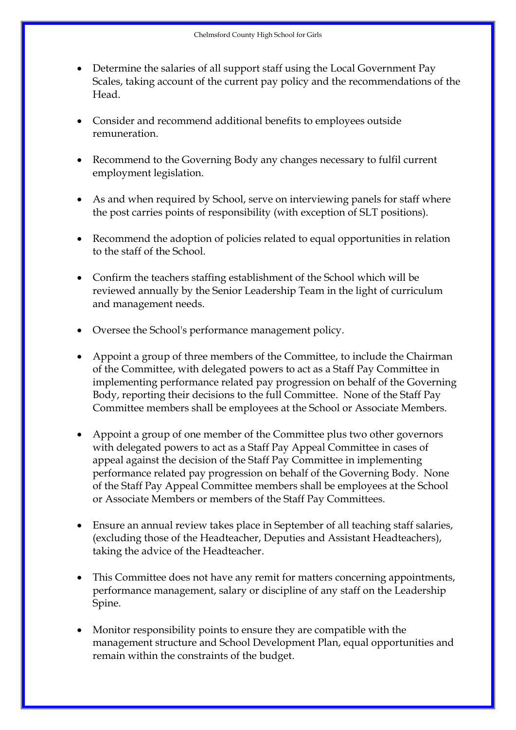- Determine the salaries of all support staff using the Local Government Pay Scales, taking account of the current pay policy and the recommendations of the Head.

- Consider and recommend additional benefits to employees outside remuneration.

- Recommend to the Governing Body any changes necessary to fulfil current employment legislation.

- As and when required by School, serve on interviewing panels for staff where the post carries points of responsibility (with exception of SLT positions).

- Recommend the adoption of policies related to equal opportunities in relation to the staff of the School.

- Confirm the teachers staffing establishment of the School which will be reviewed annually by the Senior Leadership Team in the light of curriculum and management needs.

- Oversee the School's performance management policy.

- Appoint a group of three members of the Committee, to include the Chairman of the Committee, with delegated powers to act as a Staff Pay Committee in implementing performance related pay progression on behalf of the Governing Body, reporting their decisions to the full Committee. None of the Staff Pay Committee members shall be employees at the School or Associate Members.

- Appoint a group of one member of the Committee plus two other governors with delegated powers to act as a Staff Pay Appeal Committee in cases of appeal against the decision of the Staff Pay Committee in implementing performance related pay progression on behalf of the Governing Body. None of the Staff Pay Appeal Committee members shall be employees at the School or Associate Members or members of the Staff Pay Committees.

- Ensure an annual review takes place in September of all teaching staff salaries, (excluding those of the Headteacher, Deputies and Assistant Headteachers), taking the advice of the Headteacher.

- This Committee does not have any remit for matters concerning appointments, performance management, salary or discipline of any staff on the Leadership Spine.

- Monitor responsibility points to ensure they are compatible with the management structure and School Development Plan, equal opportunities and remain within the constraints of the budget.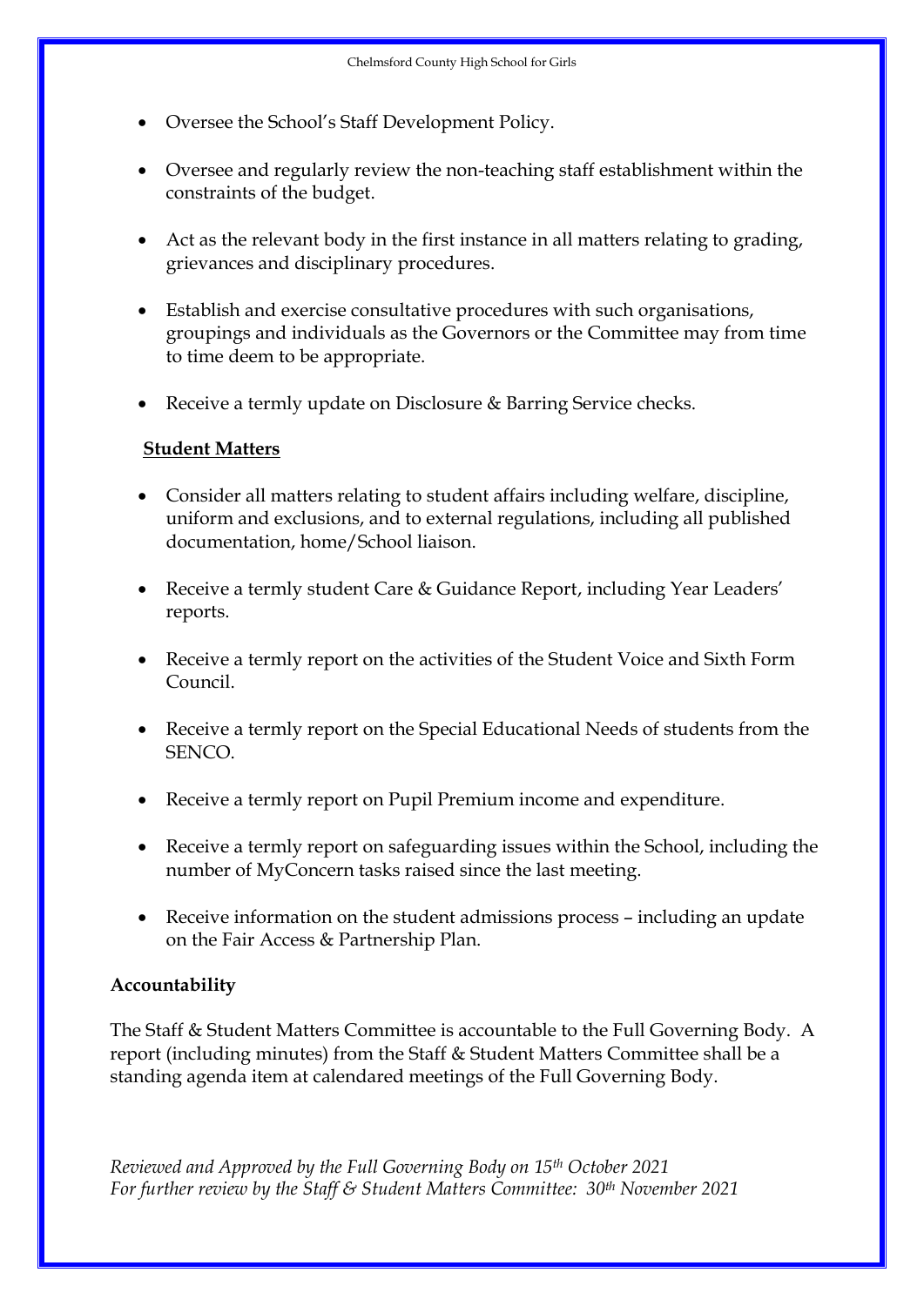- Oversee the School's Staff Development Policy.
- Oversee and regularly review the non-teaching staff establishment within the constraints of the budget.
- Act as the relevant body in the first instance in all matters relating to grading, grievances and disciplinary procedures.
- Establish and exercise consultative procedures with such organisations, groupings and individuals as the Governors or the Committee may from time to time deem to be appropriate.
- Receive a termly update on Disclosure & Barring Service checks.

**<u>Student Matters</u>**

- Consider all matters relating to student affairs including welfare, discipline, uniform and exclusions, and to external regulations, including all published documentation, home/School liaison.
- Receive a termly student Care & Guidance Report, including Year Leaders' reports.
- Receive a termly report on the activities of the Student Voice and Sixth Form Council.
- Receive a termly report on the Special Educational Needs of students from the SENCO.
- Receive a termly report on Pupil Premium income and expenditure.
- Receive a termly report on safeguarding issues within the School, including the number of MyConcern tasks raised since the last meeting.
- Receive information on the student admissions process – including an update on the Fair Access & Partnership Plan.

**Accountability**

The Staff & Student Matters Committee is accountable to the Full Governing Body. A report (including minutes) from the Staff & Student Matters Committee shall be a standing agenda item at calendared meetings of the Full Governing Body.

*Reviewed and Approved by the Full Governing Body on 15th October 2021*
*For further review by the Staff & Student Matters Committee: 30th November 2021*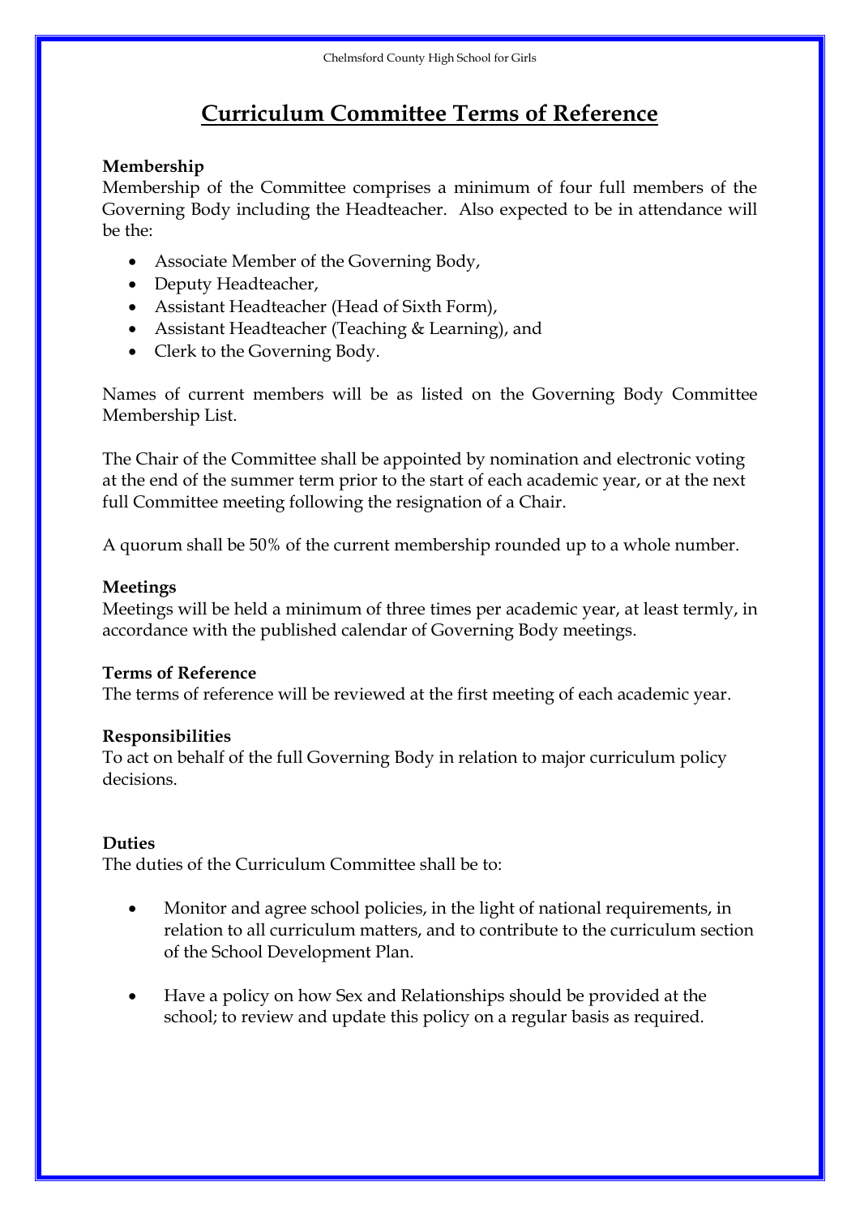# Curriculum Committee Terms of Reference

**Membership**

Membership of the Committee comprises a minimum of four full members of the Governing Body including the Headteacher. Also expected to be in attendance will be the:

- Associate Member of the Governing Body,
- Deputy Headteacher,
- Assistant Headteacher (Head of Sixth Form),
- Assistant Headteacher (Teaching & Learning), and
- Clerk to the Governing Body.

Names of current members will be as listed on the Governing Body Committee Membership List.

The Chair of the Committee shall be appointed by nomination and electronic voting at the end of the summer term prior to the start of each academic year, or at the next full Committee meeting following the resignation of a Chair.

A quorum shall be 50% of the current membership rounded up to a whole number.

**Meetings**

Meetings will be held a minimum of three times per academic year, at least termly, in accordance with the published calendar of Governing Body meetings.

**Terms of Reference**

The terms of reference will be reviewed at the first meeting of each academic year.

**Responsibilities**

To act on behalf of the full Governing Body in relation to major curriculum policy decisions.

**Duties**

The duties of the Curriculum Committee shall be to:

- Monitor and agree school policies, in the light of national requirements, in relation to all curriculum matters, and to contribute to the curriculum section of the School Development Plan.
- Have a policy on how Sex and Relationships should be provided at the school; to review and update this policy on a regular basis as required.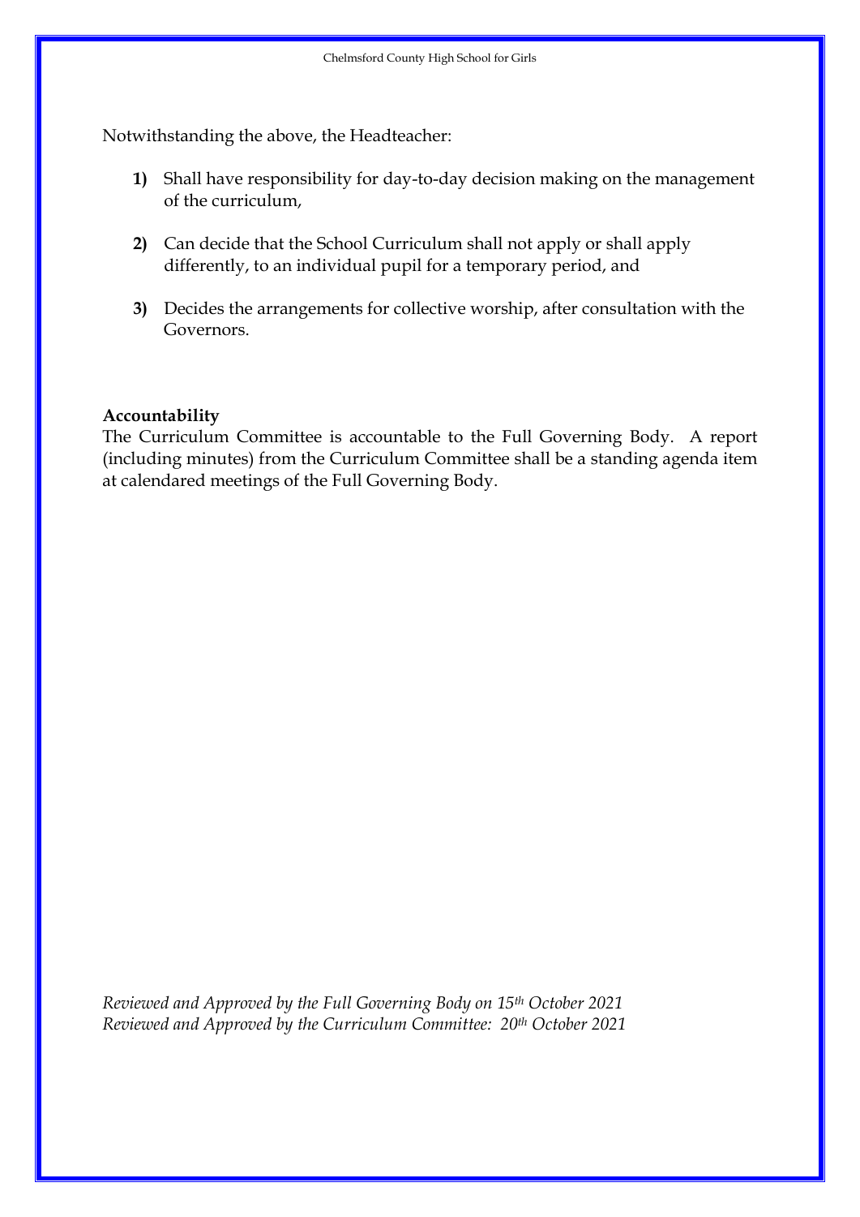Notwithstanding the above, the Headteacher:

1) Shall have responsibility for day-to-day decision making on the management of the curriculum,

2) Can decide that the School Curriculum shall not apply or shall apply differently, to an individual pupil for a temporary period, and

3) Decides the arrangements for collective worship, after consultation with the Governors.

**Accountability**
The Curriculum Committee is accountable to the Full Governing Body. A report (including minutes) from the Curriculum Committee shall be a standing agenda item at calendared meetings of the Full Governing Body.

*Reviewed and Approved by the Full Governing Body on 15th October 2021*
*Reviewed and Approved by the Curriculum Committee: 20th October 2021*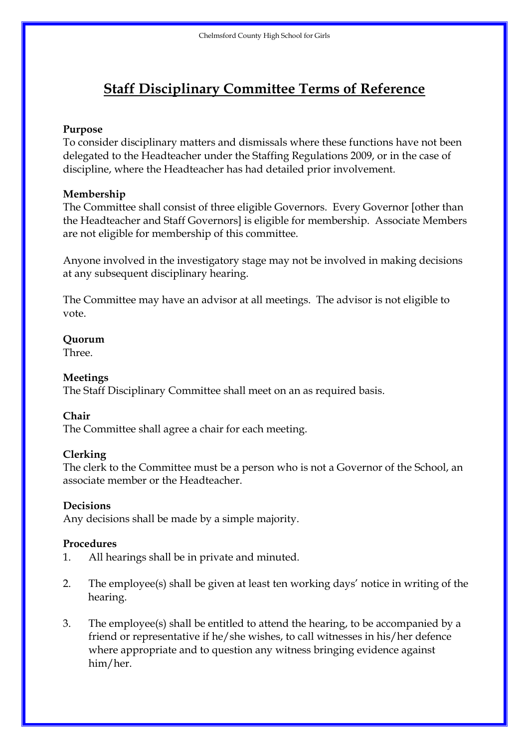# Staff Disciplinary Committee Terms of Reference

**Purpose**
To consider disciplinary matters and dismissals where these functions have not been delegated to the Headteacher under the Staffing Regulations 2009, or in the case of discipline, where the Headteacher has had detailed prior involvement.

**Membership**
The Committee shall consist of three eligible Governors. Every Governor [other than the Headteacher and Staff Governors] is eligible for membership. Associate Members are not eligible for membership of this committee.

Anyone involved in the investigatory stage may not be involved in making decisions at any subsequent disciplinary hearing.

The Committee may have an advisor at all meetings. The advisor is not eligible to vote.

**Quorum**
Three.

**Meetings**
The Staff Disciplinary Committee shall meet on an as required basis.

**Chair**
The Committee shall agree a chair for each meeting.

**Clerking**
The clerk to the Committee must be a person who is not a Governor of the School, an associate member or the Headteacher.

**Decisions**
Any decisions shall be made by a simple majority.

**Procedures**

1. All hearings shall be in private and minuted.

2. The employee(s) shall be given at least ten working days' notice in writing of the hearing.

3. The employee(s) shall be entitled to attend the hearing, to be accompanied by a friend or representative if he/she wishes, to call witnesses in his/her defence where appropriate and to question any witness bringing evidence against him/her.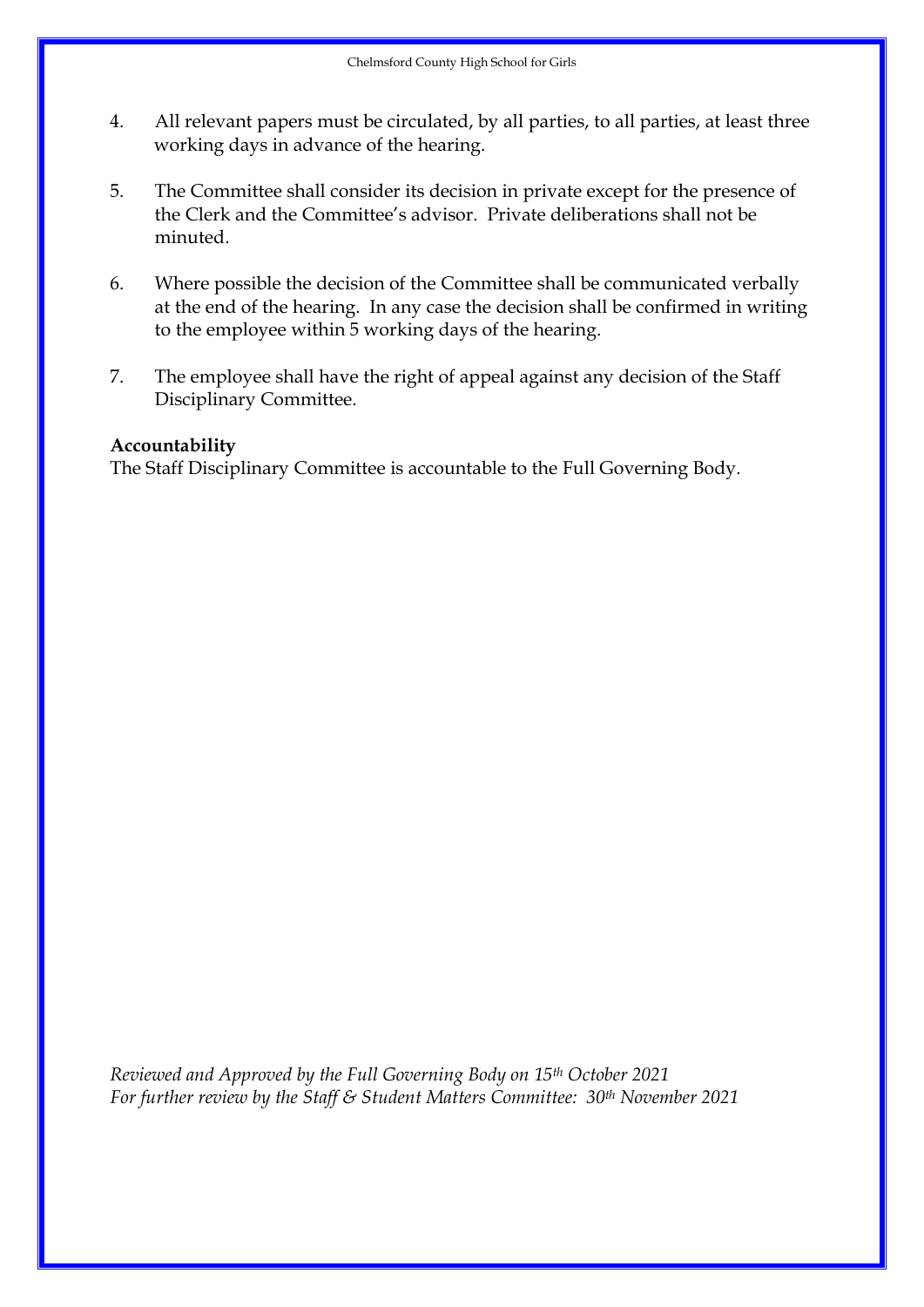4. All relevant papers must be circulated, by all parties, to all parties, at least three working days in advance of the hearing.

5. The Committee shall consider its decision in private except for the presence of the Clerk and the Committee's advisor. Private deliberations shall not be minuted.

6. Where possible the decision of the Committee shall be communicated verbally at the end of the hearing. In any case the decision shall be confirmed in writing to the employee within 5 working days of the hearing.

7. The employee shall have the right of appeal against any decision of the Staff Disciplinary Committee.

**Accountability**
The Staff Disciplinary Committee is accountable to the Full Governing Body.

*Reviewed and Approved by the Full Governing Body on 15th October 2021*
*For further review by the Staff & Student Matters Committee: 30th November 2021*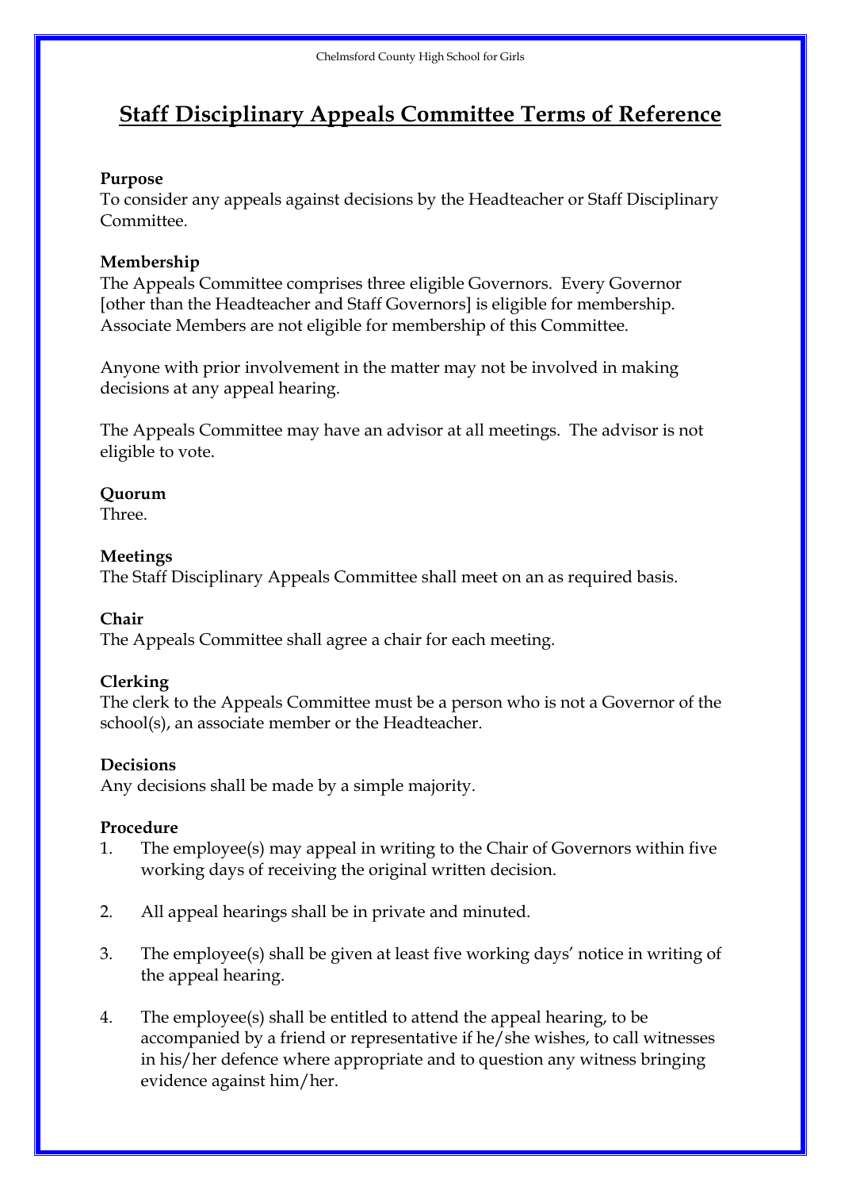# Staff Disciplinary Appeals Committee Terms of Reference

**Purpose**
To consider any appeals against decisions by the Headteacher or Staff Disciplinary Committee.

**Membership**
The Appeals Committee comprises three eligible Governors. Every Governor [other than the Headteacher and Staff Governors] is eligible for membership. Associate Members are not eligible for membership of this Committee.

Anyone with prior involvement in the matter may not be involved in making decisions at any appeal hearing.

The Appeals Committee may have an advisor at all meetings. The advisor is not eligible to vote.

**Quorum**
Three.

**Meetings**
The Staff Disciplinary Appeals Committee shall meet on an as required basis.

**Chair**
The Appeals Committee shall agree a chair for each meeting.

**Clerking**
The clerk to the Appeals Committee must be a person who is not a Governor of the school(s), an associate member or the Headteacher.

**Decisions**
Any decisions shall be made by a simple majority.

**Procedure**

1. The employee(s) may appeal in writing to the Chair of Governors within five working days of receiving the original written decision.

2. All appeal hearings shall be in private and minuted.

3. The employee(s) shall be given at least five working days' notice in writing of the appeal hearing.

4. The employee(s) shall be entitled to attend the appeal hearing, to be accompanied by a friend or representative if he/she wishes, to call witnesses in his/her defence where appropriate and to question any witness bringing evidence against him/her.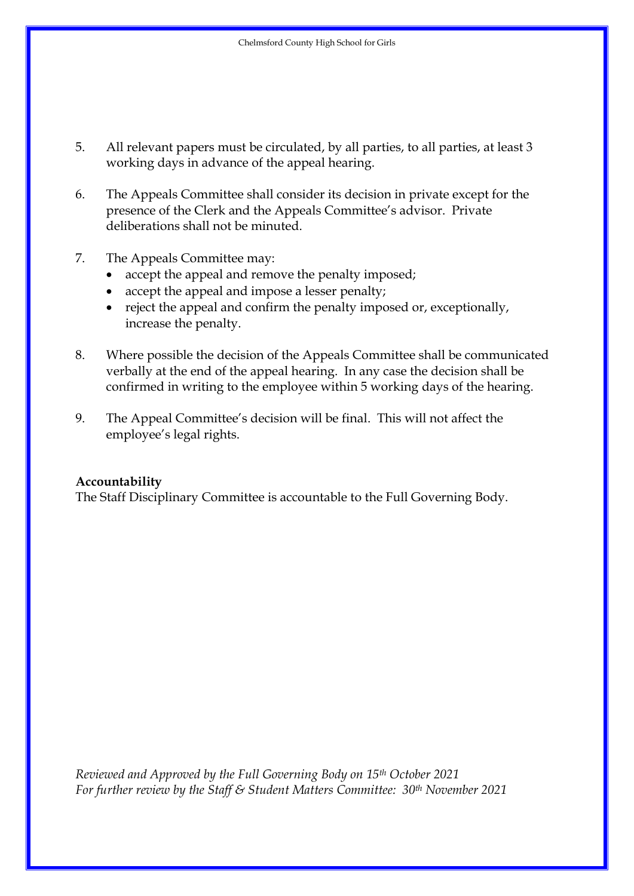5. All relevant papers must be circulated, by all parties, to all parties, at least 3 working days in advance of the appeal hearing.

6. The Appeals Committee shall consider its decision in private except for the presence of the Clerk and the Appeals Committee's advisor. Private deliberations shall not be minuted.

7. The Appeals Committee may:
   - accept the appeal and remove the penalty imposed;
   - accept the appeal and impose a lesser penalty;
   - reject the appeal and confirm the penalty imposed or, exceptionally, increase the penalty.

8. Where possible the decision of the Appeals Committee shall be communicated verbally at the end of the appeal hearing. In any case the decision shall be confirmed in writing to the employee within 5 working days of the hearing.

9. The Appeal Committee's decision will be final. This will not affect the employee's legal rights.

**Accountability**
The Staff Disciplinary Committee is accountable to the Full Governing Body.

*Reviewed and Approved by the Full Governing Body on 15th October 2021*
*For further review by the Staff & Student Matters Committee: 30th November 2021*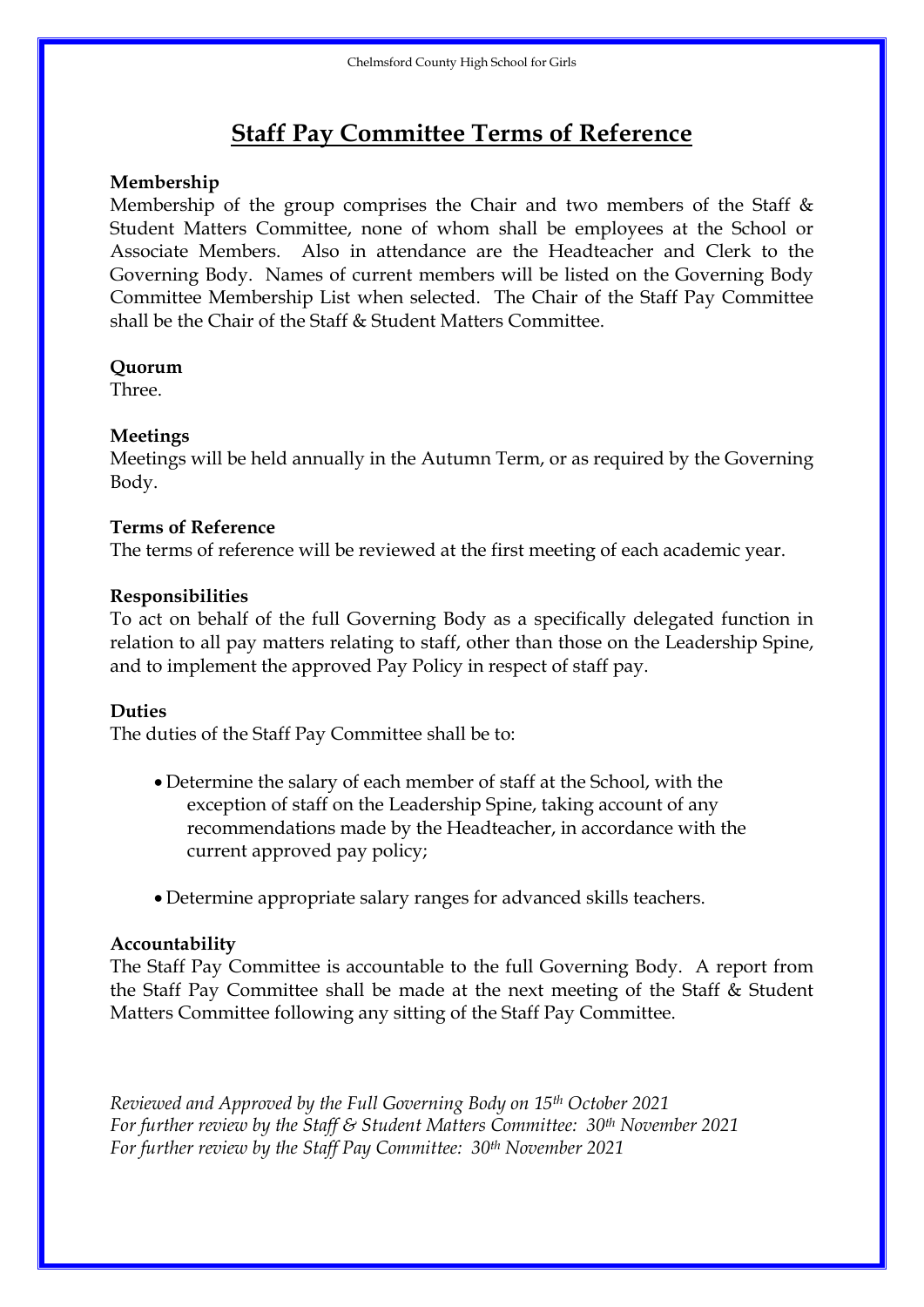# Staff Pay Committee Terms of Reference

**Membership**

Membership of the group comprises the Chair and two members of the Staff & Student Matters Committee, none of whom shall be employees at the School or Associate Members. Also in attendance are the Headteacher and Clerk to the Governing Body. Names of current members will be listed on the Governing Body Committee Membership List when selected. The Chair of the Staff Pay Committee shall be the Chair of the Staff & Student Matters Committee.

**Quorum**

Three.

**Meetings**

Meetings will be held annually in the Autumn Term, or as required by the Governing Body.

**Terms of Reference**

The terms of reference will be reviewed at the first meeting of each academic year.

**Responsibilities**

To act on behalf of the full Governing Body as a specifically delegated function in relation to all pay matters relating to staff, other than those on the Leadership Spine, and to implement the approved Pay Policy in respect of staff pay.

**Duties**

The duties of the Staff Pay Committee shall be to:

- Determine the salary of each member of staff at the School, with the exception of staff on the Leadership Spine, taking account of any recommendations made by the Headteacher, in accordance with the current approved pay policy;
- Determine appropriate salary ranges for advanced skills teachers.

**Accountability**

The Staff Pay Committee is accountable to the full Governing Body. A report from the Staff Pay Committee shall be made at the next meeting of the Staff & Student Matters Committee following any sitting of the Staff Pay Committee.

*Reviewed and Approved by the Full Governing Body on 15th October 2021*
*For further review by the Staff & Student Matters Committee: 30th November 2021*
*For further review by the Staff Pay Committee: 30th November 2021*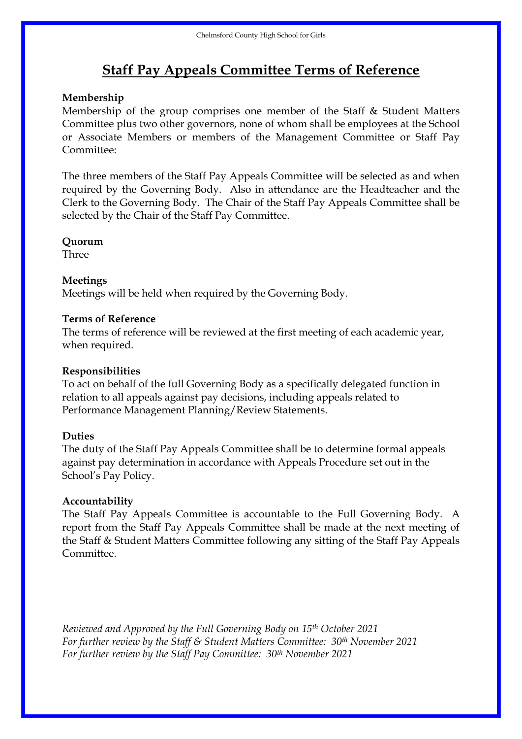# Staff Pay Appeals Committee Terms of Reference

**Membership**
Membership of the group comprises one member of the Staff & Student Matters Committee plus two other governors, none of whom shall be employees at the School or Associate Members or members of the Management Committee or Staff Pay Committee:

The three members of the Staff Pay Appeals Committee will be selected as and when required by the Governing Body. Also in attendance are the Headteacher and the Clerk to the Governing Body. The Chair of the Staff Pay Appeals Committee shall be selected by the Chair of the Staff Pay Committee.

**Quorum**
Three

**Meetings**
Meetings will be held when required by the Governing Body.

**Terms of Reference**
The terms of reference will be reviewed at the first meeting of each academic year, when required.

**Responsibilities**
To act on behalf of the full Governing Body as a specifically delegated function in relation to all appeals against pay decisions, including appeals related to Performance Management Planning/Review Statements.

**Duties**
The duty of the Staff Pay Appeals Committee shall be to determine formal appeals against pay determination in accordance with Appeals Procedure set out in the School's Pay Policy.

**Accountability**
The Staff Pay Appeals Committee is accountable to the Full Governing Body. A report from the Staff Pay Appeals Committee shall be made at the next meeting of the Staff & Student Matters Committee following any sitting of the Staff Pay Appeals Committee.

*Reviewed and Approved by the Full Governing Body on 15th October 2021*
*For further review by the Staff & Student Matters Committee: 30th November 2021*
*For further review by the Staff Pay Committee: 30th November 2021*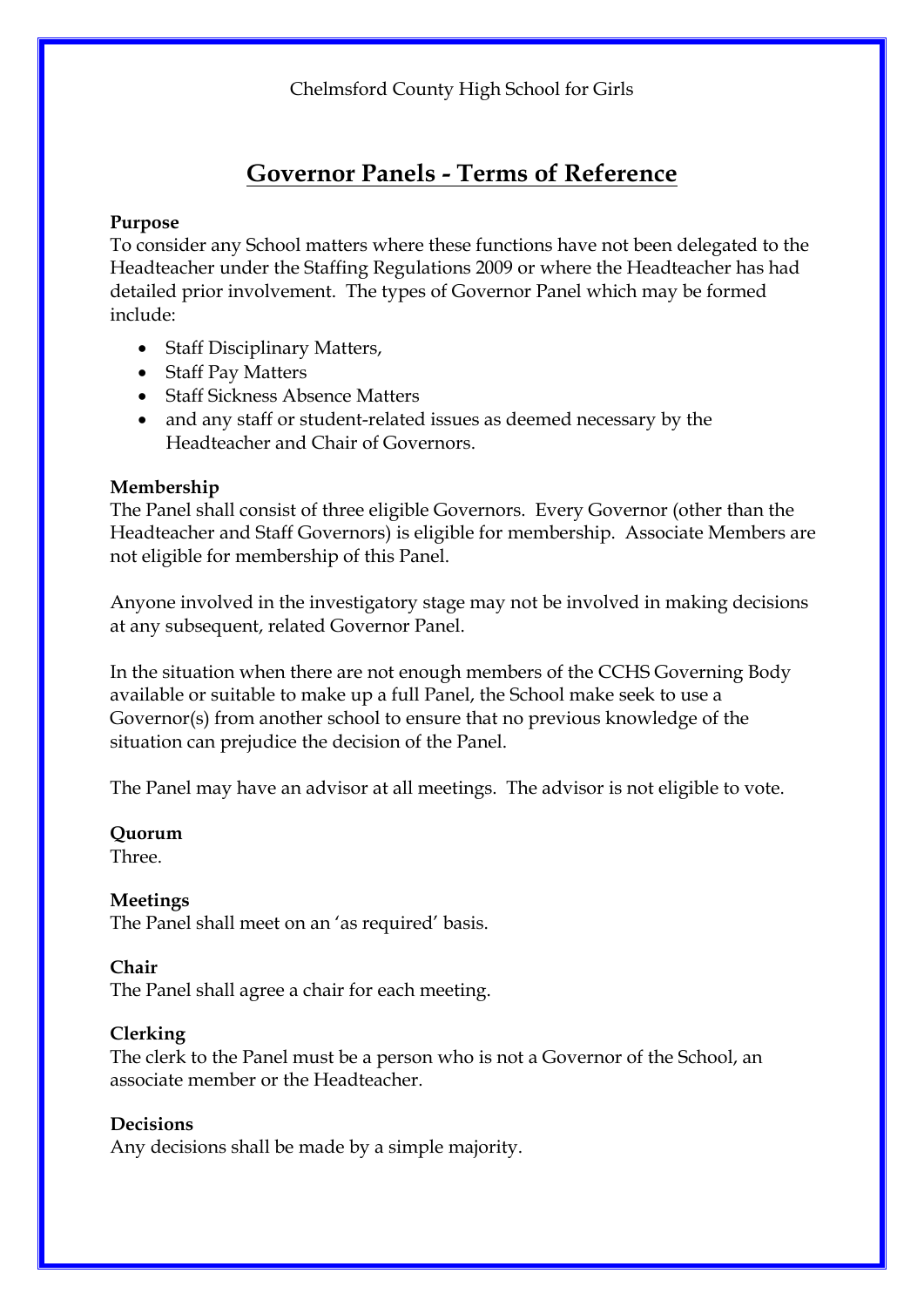Chelmsford County High School for Girls

# Governor Panels - Terms of Reference

**Purpose**
To consider any School matters where these functions have not been delegated to the Headteacher under the Staffing Regulations 2009 or where the Headteacher has had detailed prior involvement. The types of Governor Panel which may be formed include:

- Staff Disciplinary Matters,
- Staff Pay Matters
- Staff Sickness Absence Matters
- and any staff or student-related issues as deemed necessary by the Headteacher and Chair of Governors.

**Membership**
The Panel shall consist of three eligible Governors. Every Governor (other than the Headteacher and Staff Governors) is eligible for membership. Associate Members are not eligible for membership of this Panel.

Anyone involved in the investigatory stage may not be involved in making decisions at any subsequent, related Governor Panel.

In the situation when there are not enough members of the CCHS Governing Body available or suitable to make up a full Panel, the School make seek to use a Governor(s) from another school to ensure that no previous knowledge of the situation can prejudice the decision of the Panel.

The Panel may have an advisor at all meetings. The advisor is not eligible to vote.

**Quorum**
Three.

**Meetings**
The Panel shall meet on an 'as required' basis.

**Chair**
The Panel shall agree a chair for each meeting.

**Clerking**
The clerk to the Panel must be a person who is not a Governor of the School, an associate member or the Headteacher.

**Decisions**
Any decisions shall be made by a simple majority.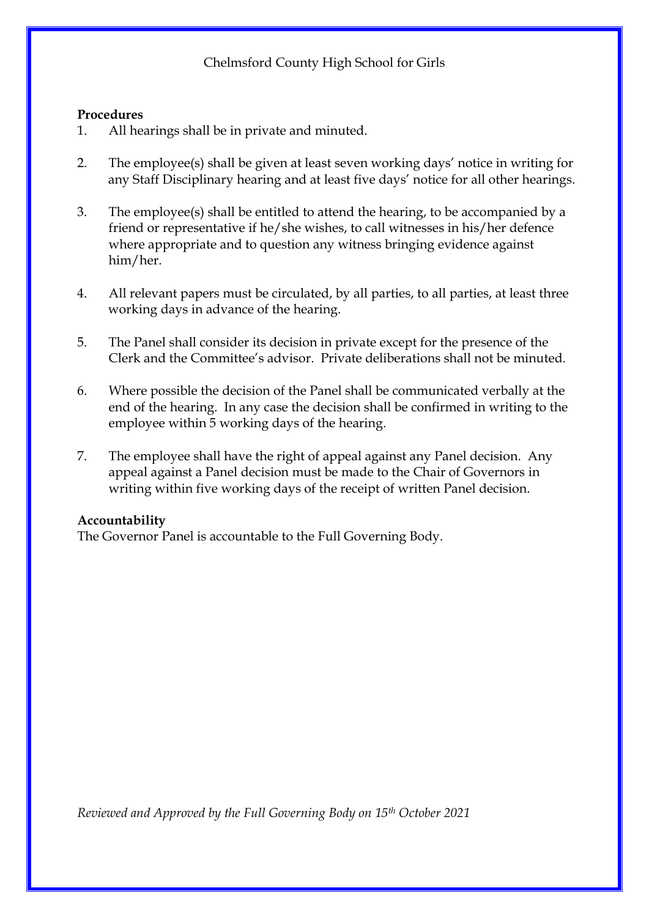## Procedures

1. All hearings shall be in private and minuted.

2. The employee(s) shall be given at least seven working days' notice in writing for any Staff Disciplinary hearing and at least five days' notice for all other hearings.

3. The employee(s) shall be entitled to attend the hearing, to be accompanied by a friend or representative if he/she wishes, to call witnesses in his/her defence where appropriate and to question any witness bringing evidence against him/her.

4. All relevant papers must be circulated, by all parties, to all parties, at least three working days in advance of the hearing.

5. The Panel shall consider its decision in private except for the presence of the Clerk and the Committee's advisor. Private deliberations shall not be minuted.

6. Where possible the decision of the Panel shall be communicated verbally at the end of the hearing. In any case the decision shall be confirmed in writing to the employee within 5 working days of the hearing.

7. The employee shall have the right of appeal against any Panel decision. Any appeal against a Panel decision must be made to the Chair of Governors in writing within five working days of the receipt of written Panel decision.

## Accountability

The Governor Panel is accountable to the Full Governing Body.

*Reviewed and Approved by the Full Governing Body on 15th October 2021*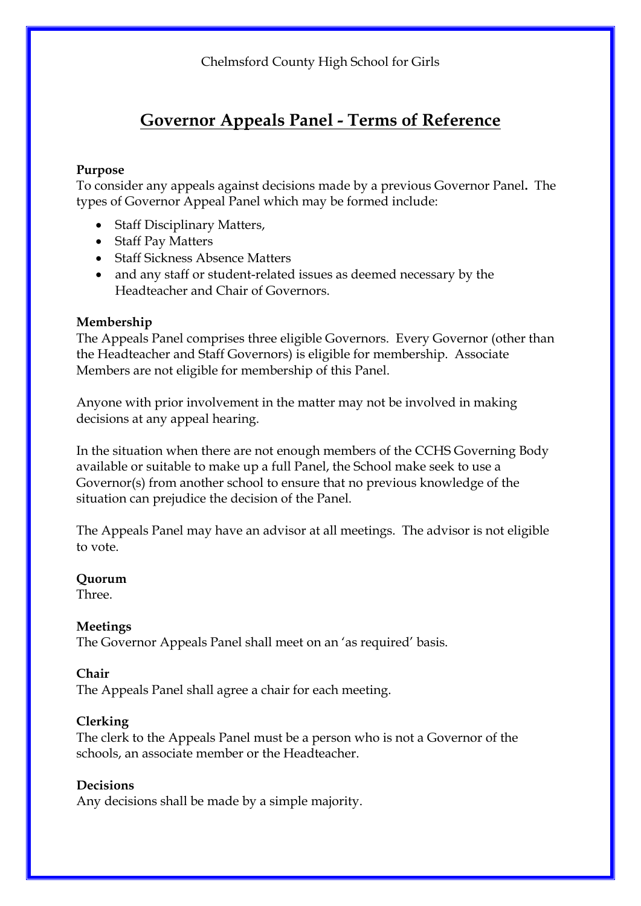Chelmsford County High School for Girls

# Governor Appeals Panel - Terms of Reference

**Purpose**
To consider any appeals against decisions made by a previous Governor Panel**.** The types of Governor Appeal Panel which may be formed include:

- Staff Disciplinary Matters,
- Staff Pay Matters
- Staff Sickness Absence Matters
- and any staff or student-related issues as deemed necessary by the Headteacher and Chair of Governors.

**Membership**
The Appeals Panel comprises three eligible Governors. Every Governor (other than the Headteacher and Staff Governors) is eligible for membership. Associate Members are not eligible for membership of this Panel.

Anyone with prior involvement in the matter may not be involved in making decisions at any appeal hearing.

In the situation when there are not enough members of the CCHS Governing Body available or suitable to make up a full Panel, the School make seek to use a Governor(s) from another school to ensure that no previous knowledge of the situation can prejudice the decision of the Panel.

The Appeals Panel may have an advisor at all meetings. The advisor is not eligible to vote.

**Quorum**
Three.

**Meetings**
The Governor Appeals Panel shall meet on an 'as required' basis.

**Chair**
The Appeals Panel shall agree a chair for each meeting.

**Clerking**
The clerk to the Appeals Panel must be a person who is not a Governor of the schools, an associate member or the Headteacher.

**Decisions**
Any decisions shall be made by a simple majority.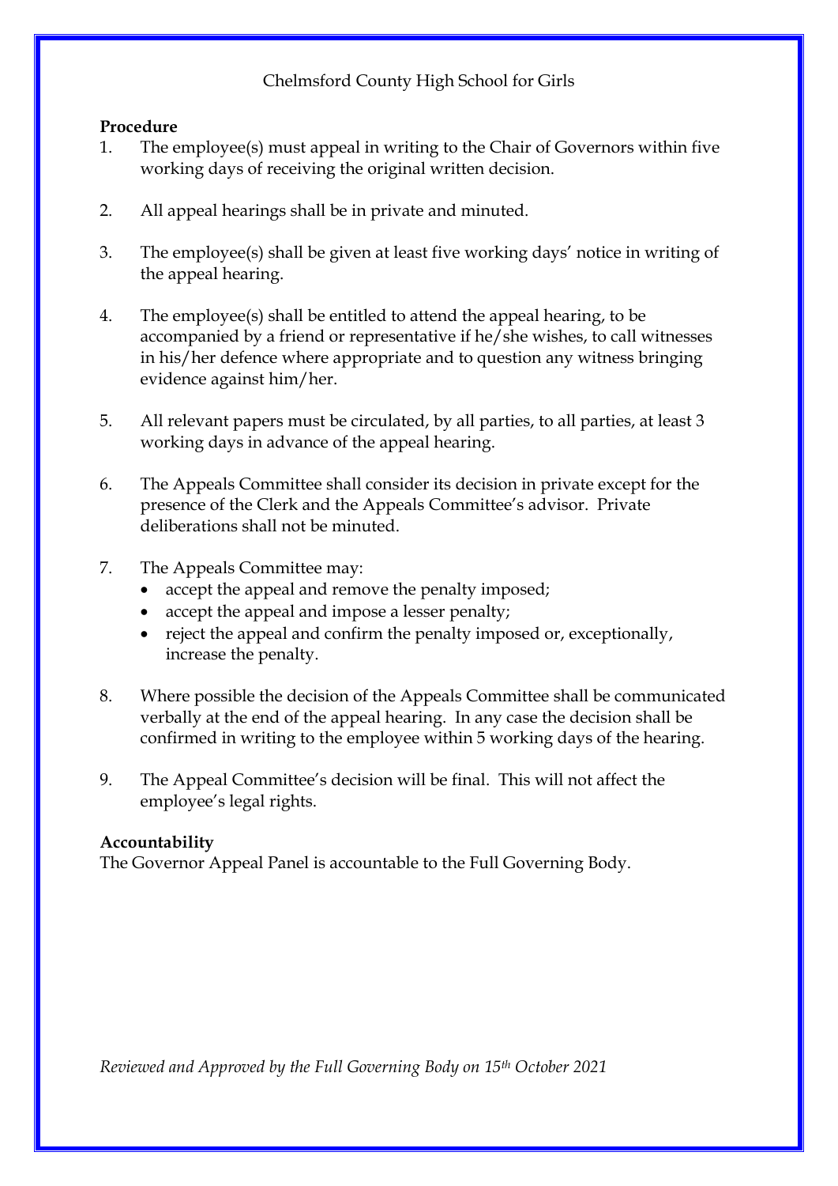Chelmsford County High School for Girls

**Procedure**

1. The employee(s) must appeal in writing to the Chair of Governors within five working days of receiving the original written decision.

2. All appeal hearings shall be in private and minuted.

3. The employee(s) shall be given at least five working days' notice in writing of the appeal hearing.

4. The employee(s) shall be entitled to attend the appeal hearing, to be accompanied by a friend or representative if he/she wishes, to call witnesses in his/her defence where appropriate and to question any witness bringing evidence against him/her.

5. All relevant papers must be circulated, by all parties, to all parties, at least 3 working days in advance of the appeal hearing.

6. The Appeals Committee shall consider its decision in private except for the presence of the Clerk and the Appeals Committee's advisor. Private deliberations shall not be minuted.

7. The Appeals Committee may:
   - accept the appeal and remove the penalty imposed;
   - accept the appeal and impose a lesser penalty;
   - reject the appeal and confirm the penalty imposed or, exceptionally, increase the penalty.

8. Where possible the decision of the Appeals Committee shall be communicated verbally at the end of the appeal hearing. In any case the decision shall be confirmed in writing to the employee within 5 working days of the hearing.

9. The Appeal Committee's decision will be final. This will not affect the employee's legal rights.

**Accountability**

The Governor Appeal Panel is accountable to the Full Governing Body.

*Reviewed and Approved by the Full Governing Body on 15th October 2021*